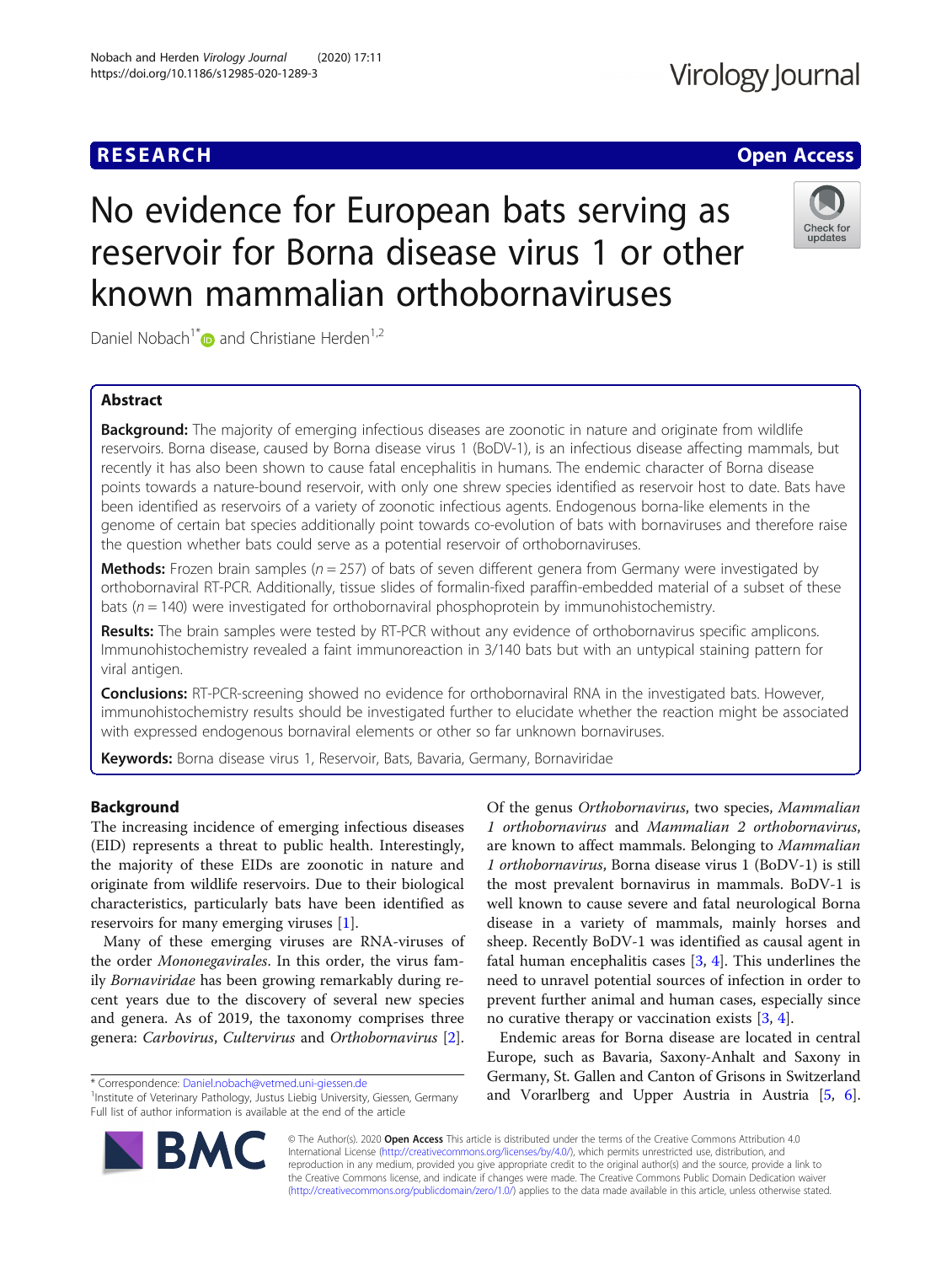# No evidence for European bats serving as reservoir for Borna disease virus 1 or other known mammalian orthobornaviruses

Daniel Nobach[1*] and Christiane Herden[1,2]

## Abstract

**Background:** The majority of emerging infectious diseases are zoonotic in nature and originate from wildlife reservoirs. Borna disease, caused by Borna disease virus 1 (BoDV-1), is an infectious disease affecting mammals, but recently it has also been shown to cause fatal encephalitis in humans. The endemic character of Borna disease points towards a nature-bound reservoir, with only one shrew species identified as reservoir host to date. Bats have been identified as reservoirs of a variety of zoonotic infectious agents. Endogenous borna-like elements in the genome of certain bat species additionally point towards co-evolution of bats with bornaviruses and therefore raise the question whether bats could serve as a potential reservoir of orthobornaviruses.

**Methods:** Frozen brain samples ($n = 257$) of bats of seven different genera from Germany were investigated by orthobornaviral RT-PCR. Additionally, tissue slides of formalin-fixed paraffin-embedded material of a subset of these bats ($n = 140$) were investigated for orthobornaviral phosphoprotein by immunohistochemistry.

**Results:** The brain samples were tested by RT-PCR without any evidence of orthobornavirus specific amplicons. Immunohistochemistry revealed a faint immunoreaction in 3/140 bats but with an untypical staining pattern for viral antigen.

**Conclusions:** RT-PCR-screening showed no evidence for orthobornaviral RNA in the investigated bats. However, immunohistochemistry results should be investigated further to elucidate whether the reaction might be associated with expressed endogenous bornaviral elements or other so far unknown bornaviruses.

**Keywords:** Borna disease virus 1, Reservoir, Bats, Bavaria, Germany, Bornaviridae

## Background

The increasing incidence of emerging infectious diseases (EID) represents a threat to public health. Interestingly, the majority of these EIDs are zoonotic in nature and originate from wildlife reservoirs. Due to their biological characteristics, particularly bats have been identified as reservoirs for many emerging viruses [1].

Many of these emerging viruses are RNA-viruses of the order *Mononegavirales*. In this order, the virus family *Bornaviridae* has been growing remarkably during recent years due to the discovery of several new species and genera. As of 2019, the taxonomy comprises three genera: *Carbovirus*, *Cultervirus* and *Orthobornavirus* [2].

Of the genus *Orthobornavirus*, two species, *Mammalian 1 orthobornavirus* and *Mammalian 2 orthobornavirus*, are known to affect mammals. Belonging to *Mammalian 1 orthobornavirus*, Borna disease virus 1 (BoDV-1) is still the most prevalent bornavirus in mammals. BoDV-1 is well known to cause severe and fatal neurological Borna disease in a variety of mammals, mainly horses and sheep. Recently BoDV-1 was identified as causal agent in fatal human encephalitis cases [3, 4]. This underlines the need to unravel potential sources of infection in order to prevent further animal and human cases, especially since no curative therapy or vaccination exists [3, 4].

Endemic areas for Borna disease are located in central Europe, such as Bavaria, Saxony-Anhalt and Saxony in Germany, St. Gallen and Canton of Grisons in Switzerland and Vorarlberg and Upper Austria in Austria [5, 6].

* Correspondence: Daniel.nobach@vetmed.uni-giessen.de
[1]Institute of Veterinary Pathology, Justus Liebig University, Giessen, Germany
Full list of author information is available at the end of the article

© The Author(s). 2020 **Open Access** This article is distributed under the terms of the Creative Commons Attribution 4.0 International License (http://creativecommons.org/licenses/by/4.0/), which permits unrestricted use, distribution, and reproduction in any medium, provided you give appropriate credit to the original author(s) and the source, provide a link to the Creative Commons license, and indicate if changes were made. The Creative Commons Public Domain Dedication waiver (http://creativecommons.org/publicdomain/zero/1.0/) applies to the data made available in this article, unless otherwise stated.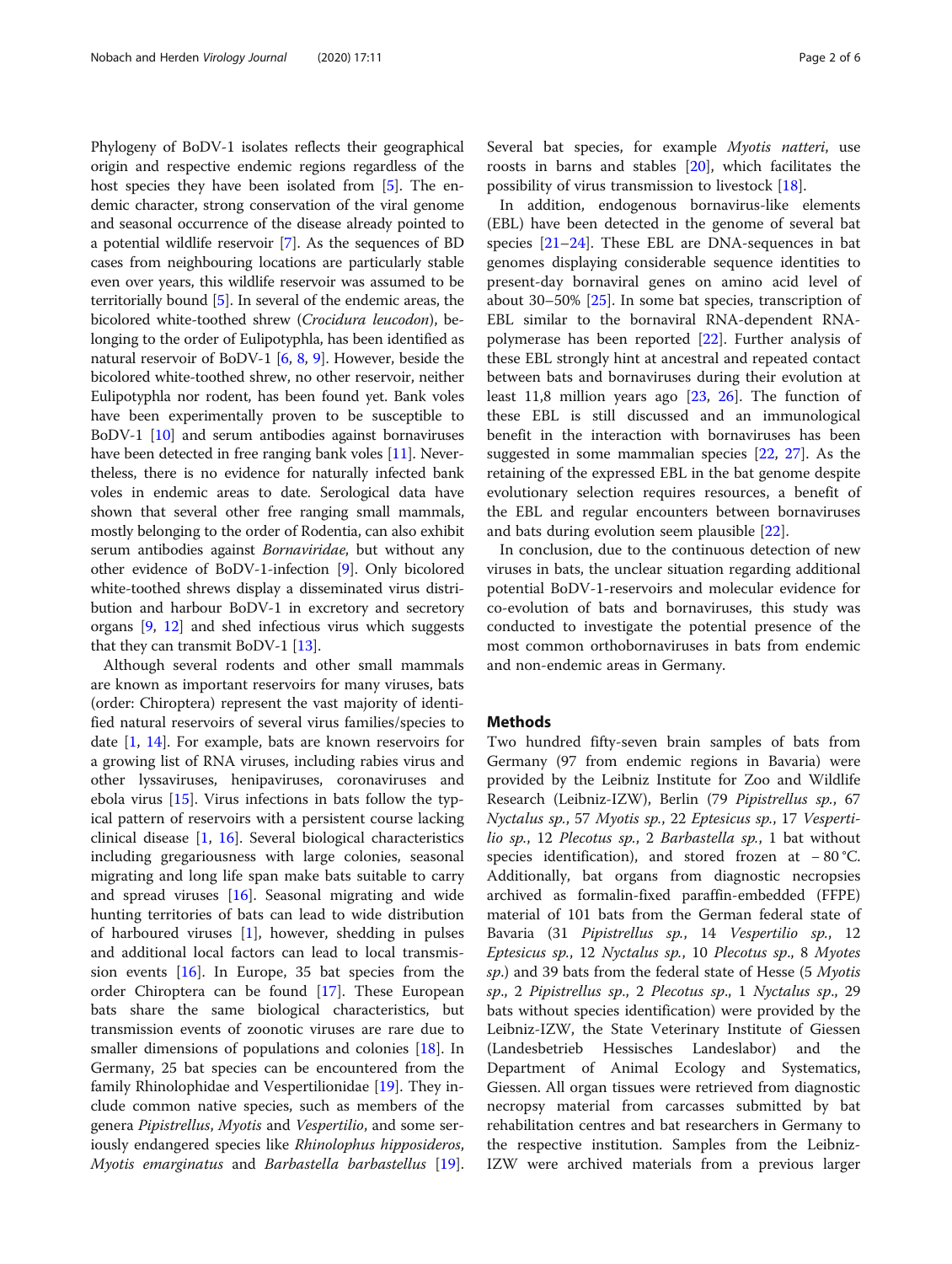Phylogeny of BoDV-1 isolates reflects their geographical origin and respective endemic regions regardless of the host species they have been isolated from [5]. The endemic character, strong conservation of the viral genome and seasonal occurrence of the disease already pointed to a potential wildlife reservoir [7]. As the sequences of BD cases from neighbouring locations are particularly stable even over years, this wildlife reservoir was assumed to be territorially bound [5]. In several of the endemic areas, the bicolored white-toothed shrew (*Crocidura leucodon*), belonging to the order of Eulipotyphla, has been identified as natural reservoir of BoDV-1 [6, 8, 9]. However, beside the bicolored white-toothed shrew, no other reservoir, neither Eulipotyphla nor rodent, has been found yet. Bank voles have been experimentally proven to be susceptible to BoDV-1 [10] and serum antibodies against bornaviruses have been detected in free ranging bank voles [11]. Nevertheless, there is no evidence for naturally infected bank voles in endemic areas to date. Serological data have shown that several other free ranging small mammals, mostly belonging to the order of Rodentia, can also exhibit serum antibodies against *Bornaviridae*, but without any other evidence of BoDV-1-infection [9]. Only bicolored white-toothed shrews display a disseminated virus distribution and harbour BoDV-1 in excretory and secretory organs [9, 12] and shed infectious virus which suggests that they can transmit BoDV-1 [13].

Although several rodents and other small mammals are known as important reservoirs for many viruses, bats (order: Chiroptera) represent the vast majority of identified natural reservoirs of several virus families/species to date [1, 14]. For example, bats are known reservoirs for a growing list of RNA viruses, including rabies virus and other lyssaviruses, henipaviruses, coronaviruses and ebola virus [15]. Virus infections in bats follow the typical pattern of reservoirs with a persistent course lacking clinical disease [1, 16]. Several biological characteristics including gregariousness with large colonies, seasonal migrating and long life span make bats suitable to carry and spread viruses [16]. Seasonal migrating and wide hunting territories of bats can lead to wide distribution of harboured viruses [1], however, shedding in pulses and additional local factors can lead to local transmission events [16]. In Europe, 35 bat species from the order Chiroptera can be found [17]. These European bats share the same biological characteristics, but transmission events of zoonotic viruses are rare due to smaller dimensions of populations and colonies [18]. In Germany, 25 bat species can be encountered from the family Rhinolophidae and Vespertilionidae [19]. They include common native species, such as members of the genera *Pipistrellus*, *Myotis* and *Vespertilio*, and some seriously endangered species like *Rhinolophus hipposideros*, *Myotis emarginatus* and *Barbastella barbastellus* [19]. Several bat species, for example *Myotis natteri*, use roosts in barns and stables [20], which facilitates the possibility of virus transmission to livestock [18].

In addition, endogenous bornavirus-like elements (EBL) have been detected in the genome of several bat species [21–24]. These EBL are DNA-sequences in bat genomes displaying considerable sequence identities to present-day bornaviral genes on amino acid level of about 30–50% [25]. In some bat species, transcription of EBL similar to the bornaviral RNA-dependent RNA-polymerase has been reported [22]. Further analysis of these EBL strongly hint at ancestral and repeated contact between bats and bornaviruses during their evolution at least 11,8 million years ago [23, 26]. The function of these EBL is still discussed and an immunological benefit in the interaction with bornaviruses has been suggested in some mammalian species [22, 27]. As the retaining of the expressed EBL in the bat genome despite evolutionary selection requires resources, a benefit of the EBL and regular encounters between bornaviruses and bats during evolution seem plausible [22].

In conclusion, due to the continuous detection of new viruses in bats, the unclear situation regarding additional potential BoDV-1-reservoirs and molecular evidence for co-evolution of bats and bornaviruses, this study was conducted to investigate the potential presence of the most common orthobornaviruses in bats from endemic and non-endemic areas in Germany.

## Methods

Two hundred fifty-seven brain samples of bats from Germany (97 from endemic regions in Bavaria) were provided by the Leibniz Institute for Zoo and Wildlife Research (Leibniz-IZW), Berlin (79 *Pipistrellus sp.*, 67 *Nyctalus sp.*, 57 *Myotis sp.*, 22 *Eptesicus sp.*, 17 *Vespertilio sp.*, 12 *Plecotus sp.*, 2 *Barbastella sp.*, 1 bat without species identification), and stored frozen at − 80 °C. Additionally, bat organs from diagnostic necropsies archived as formalin-fixed paraffin-embedded (FFPE) material of 101 bats from the German federal state of Bavaria (31 *Pipistrellus sp.*, 14 *Vespertilio sp.*, 12 *Eptesicus sp.*, 12 *Nyctalus sp.*, 10 *Plecotus sp.*, 8 *Myotes sp.*) and 39 bats from the federal state of Hesse (5 *Myotis sp.*, 2 *Pipistrellus sp.*, 2 *Plecotus sp.*, 1 *Nyctalus sp.*, 29 bats without species identification) were provided by the Leibniz-IZW, the State Veterinary Institute of Giessen (Landesbetrieb Hessisches Landeslabor) and the Department of Animal Ecology and Systematics, Giessen. All organ tissues were retrieved from diagnostic necropsy material from carcasses submitted by bat rehabilitation centres and bat researchers in Germany to the respective institution. Samples from the Leibniz-IZW were archived materials from a previous larger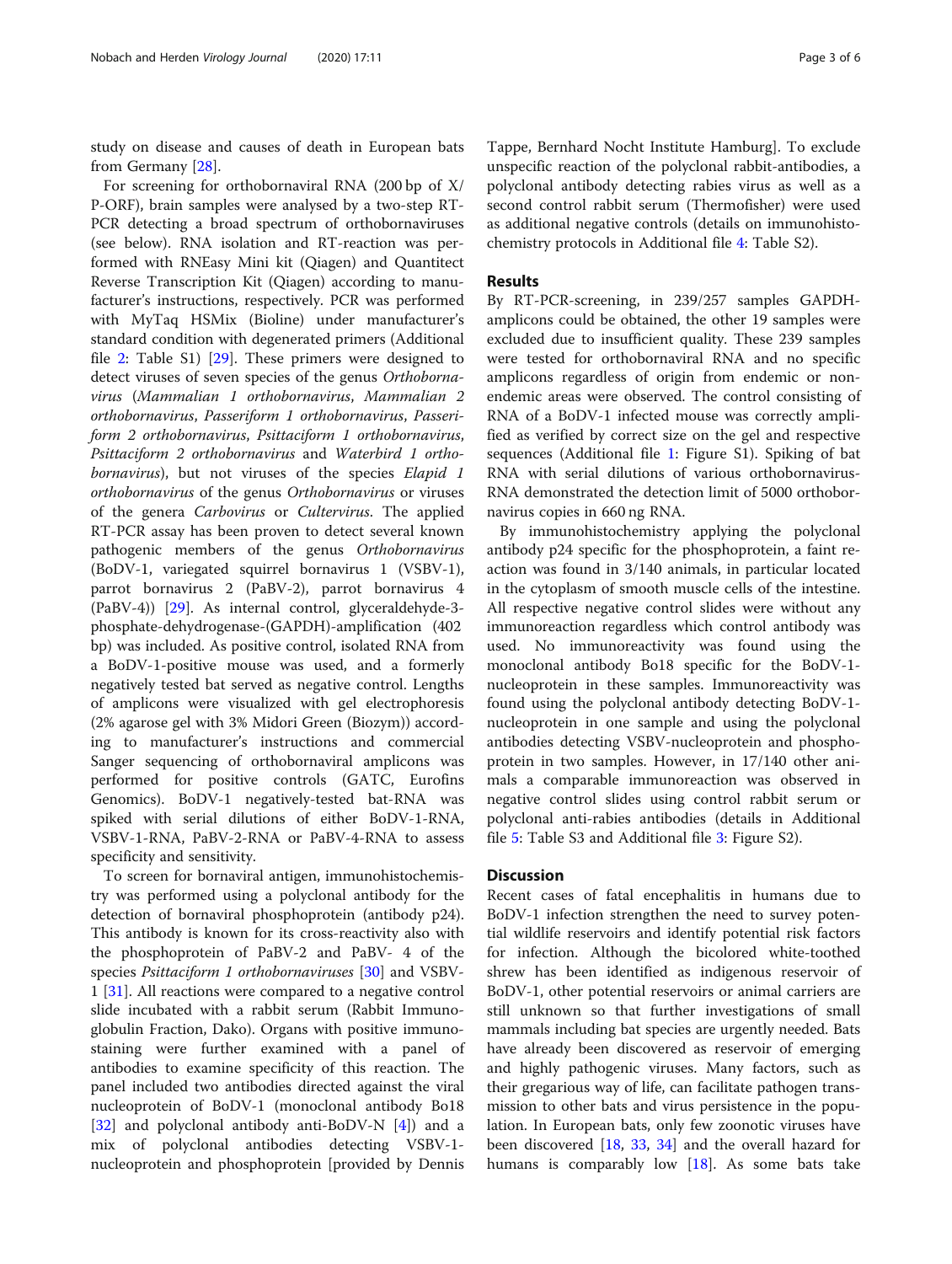study on disease and causes of death in European bats from Germany [28].

For screening for orthobornaviral RNA (200 bp of X/P-ORF), brain samples were analysed by a two-step RT-PCR detecting a broad spectrum of orthobornaviruses (see below). RNA isolation and RT-reaction was performed with RNEasy Mini kit (Qiagen) and Quantitect Reverse Transcription Kit (Qiagen) according to manufacturer's instructions, respectively. PCR was performed with MyTaq HSMix (Bioline) under manufacturer's standard condition with degenerated primers (Additional file 2: Table S1) [29]. These primers were designed to detect viruses of seven species of the genus *Orthobornavirus* (*Mammalian 1 orthobornavirus*, *Mammalian 2 orthobornavirus*, *Passeriform 1 orthobornavirus*, *Passeriform 2 orthobornavirus*, *Psittaciform 1 orthobornavirus*, *Psittaciform 2 orthobornavirus* and *Waterbird 1 orthobornavirus*), but not viruses of the species *Elapid 1 orthobornavirus* of the genus *Orthobornavirus* or viruses of the genera *Carbovirus* or *Cultervirus*. The applied RT-PCR assay has been proven to detect several known pathogenic members of the genus *Orthobornavirus* (BoDV-1, variegated squirrel bornavirus 1 (VSBV-1), parrot bornavirus 2 (PaBV-2), parrot bornavirus 4 (PaBV-4)) [29]. As internal control, glyceraldehyde-3-phosphate-dehydrogenase-(GAPDH)-amplification (402 bp) was included. As positive control, isolated RNA from a BoDV-1-positive mouse was used, and a formerly negatively tested bat served as negative control. Lengths of amplicons were visualized with gel electrophoresis (2% agarose gel with 3% Midori Green (Biozym)) according to manufacturer's instructions and commercial Sanger sequencing of orthobornaviral amplicons was performed for positive controls (GATC, Eurofins Genomics). BoDV-1 negatively-tested bat-RNA was spiked with serial dilutions of either BoDV-1-RNA, VSBV-1-RNA, PaBV-2-RNA or PaBV-4-RNA to assess specificity and sensitivity.

To screen for bornaviral antigen, immunohistochemistry was performed using a polyclonal antibody for the detection of bornaviral phosphoprotein (antibody p24). This antibody is known for its cross-reactivity also with the phosphoprotein of PaBV-2 and PaBV- 4 of the species *Psittaciform 1 orthobornaviruses* [30] and VSBV-1 [31]. All reactions were compared to a negative control slide incubated with a rabbit serum (Rabbit Immunoglobulin Fraction, Dako). Organs with positive immunostaining were further examined with a panel of antibodies to examine specificity of this reaction. The panel included two antibodies directed against the viral nucleoprotein of BoDV-1 (monoclonal antibody Bo18 [32] and polyclonal antibody anti-BoDV-N [4]) and a mix of polyclonal antibodies detecting VSBV-1-nucleoprotein and phosphoprotein [provided by Dennis Tappe, Bernhard Nocht Institute Hamburg]. To exclude unspecific reaction of the polyclonal rabbit-antibodies, a polyclonal antibody detecting rabies virus as well as a second control rabbit serum (Thermofisher) were used as additional negative controls (details on immunohistochemistry protocols in Additional file 4: Table S2).

## Results

By RT-PCR-screening, in 239/257 samples GAPDH-amplicons could be obtained, the other 19 samples were excluded due to insufficient quality. These 239 samples were tested for orthobornaviral RNA and no specific amplicons regardless of origin from endemic or non-endemic areas were observed. The control consisting of RNA of a BoDV-1 infected mouse was correctly amplified as verified by correct size on the gel and respective sequences (Additional file 1: Figure S1). Spiking of bat RNA with serial dilutions of various orthobornavirus-RNA demonstrated the detection limit of 5000 orthobornavirus copies in 660 ng RNA.

By immunohistochemistry applying the polyclonal antibody p24 specific for the phosphoprotein, a faint reaction was found in 3/140 animals, in particular located in the cytoplasm of smooth muscle cells of the intestine. All respective negative control slides were without any immunoreaction regardless which control antibody was used. No immunoreactivity was found using the monoclonal antibody Bo18 specific for the BoDV-1-nucleoprotein in these samples. Immunoreactivity was found using the polyclonal antibody detecting BoDV-1-nucleoprotein in one sample and using the polyclonal antibodies detecting VSBV-nucleoprotein and phosphoprotein in two samples. However, in 17/140 other animals a comparable immunoreaction was observed in negative control slides using control rabbit serum or polyclonal anti-rabies antibodies (details in Additional file 5: Table S3 and Additional file 3: Figure S2).

## Discussion

Recent cases of fatal encephalitis in humans due to BoDV-1 infection strengthen the need to survey potential wildlife reservoirs and identify potential risk factors for infection. Although the bicolored white-toothed shrew has been identified as indigenous reservoir of BoDV-1, other potential reservoirs or animal carriers are still unknown so that further investigations of small mammals including bat species are urgently needed. Bats have already been discovered as reservoir of emerging and highly pathogenic viruses. Many factors, such as their gregarious way of life, can facilitate pathogen transmission to other bats and virus persistence in the population. In European bats, only few zoonotic viruses have been discovered [18, 33, 34] and the overall hazard for humans is comparably low [18]. As some bats take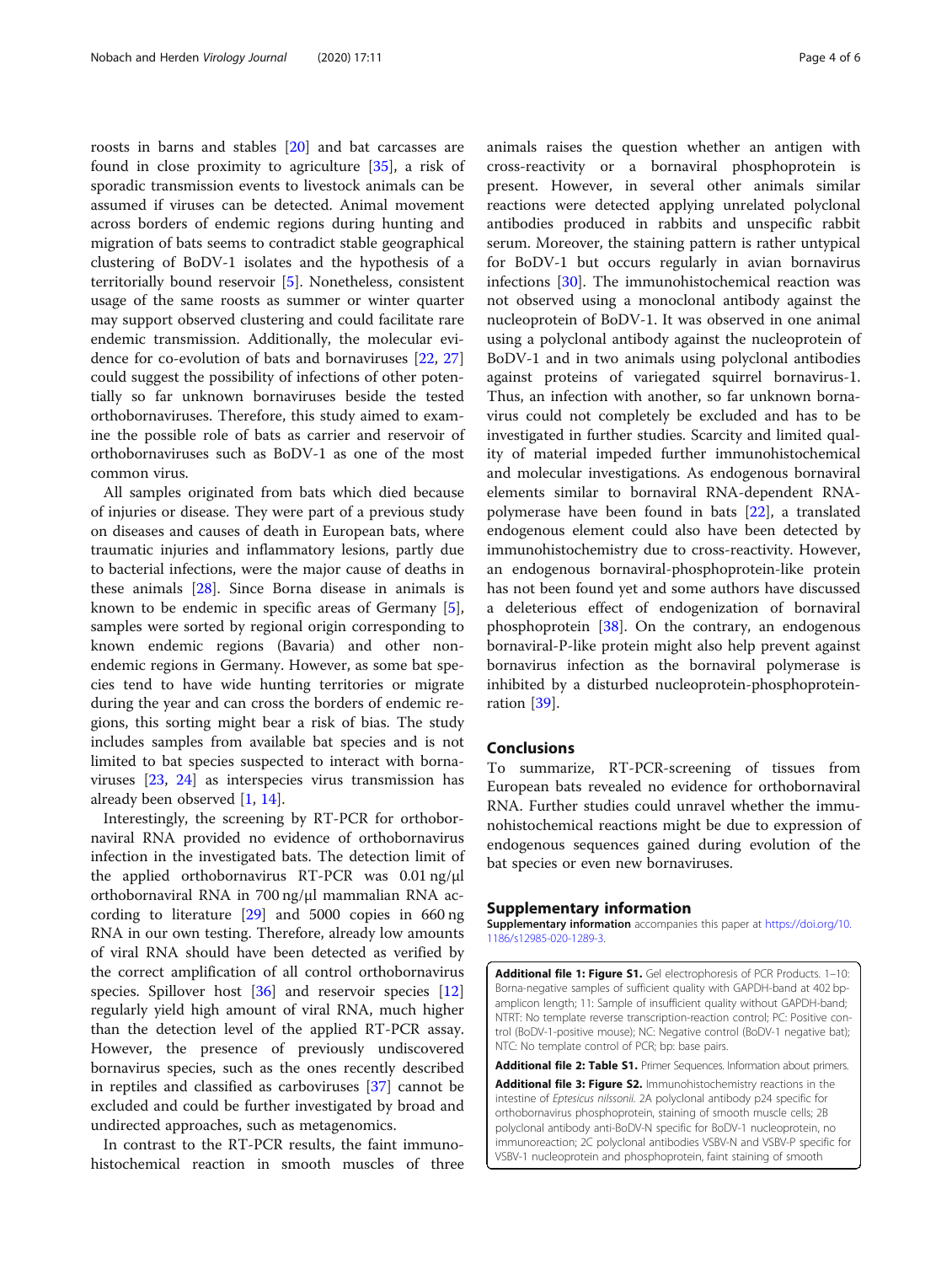roosts in barns and stables [20] and bat carcasses are found in close proximity to agriculture [35], a risk of sporadic transmission events to livestock animals can be assumed if viruses can be detected. Animal movement across borders of endemic regions during hunting and migration of bats seems to contradict stable geographical clustering of BoDV-1 isolates and the hypothesis of a territorially bound reservoir [5]. Nonetheless, consistent usage of the same roosts as summer or winter quarter may support observed clustering and could facilitate rare endemic transmission. Additionally, the molecular evidence for co-evolution of bats and bornaviruses [22, 27] could suggest the possibility of infections of other potentially so far unknown bornaviruses beside the tested orthobornaviruses. Therefore, this study aimed to examine the possible role of bats as carrier and reservoir of orthobornaviruses such as BoDV-1 as one of the most common virus.

All samples originated from bats which died because of injuries or disease. They were part of a previous study on diseases and causes of death in European bats, where traumatic injuries and inflammatory lesions, partly due to bacterial infections, were the major cause of deaths in these animals [28]. Since Borna disease in animals is known to be endemic in specific areas of Germany [5], samples were sorted by regional origin corresponding to known endemic regions (Bavaria) and other non-endemic regions in Germany. However, as some bat species tend to have wide hunting territories or migrate during the year and can cross the borders of endemic regions, this sorting might bear a risk of bias. The study includes samples from available bat species and is not limited to bat species suspected to interact with bornaviruses [23, 24] as interspecies virus transmission has already been observed [1, 14].

Interestingly, the screening by RT-PCR for orthobornaviral RNA provided no evidence of orthobornavirus infection in the investigated bats. The detection limit of the applied orthobornavirus RT-PCR was 0.01 ng/μl orthobornaviral RNA in 700 ng/μl mammalian RNA according to literature [29] and 5000 copies in 660 ng RNA in our own testing. Therefore, already low amounts of viral RNA should have been detected as verified by the correct amplification of all control orthobornavirus species. Spillover host [36] and reservoir species [12] regularly yield high amount of viral RNA, much higher than the detection level of the applied RT-PCR assay. However, the presence of previously undiscovered bornavirus species, such as the ones recently described in reptiles and classified as carboviruses [37] cannot be excluded and could be further investigated by broad and undirected approaches, such as metagenomics.

In contrast to the RT-PCR results, the faint immunohistochemical reaction in smooth muscles of three animals raises the question whether an antigen with cross-reactivity or a bornaviral phosphoprotein is present. However, in several other animals similar reactions were detected applying unrelated polyclonal antibodies produced in rabbits and unspecific rabbit serum. Moreover, the staining pattern is rather untypical for BoDV-1 but occurs regularly in avian bornavirus infections [30]. The immunohistochemical reaction was not observed using a monoclonal antibody against the nucleoprotein of BoDV-1. It was observed in one animal using a polyclonal antibody against the nucleoprotein of BoDV-1 and in two animals using polyclonal antibodies against proteins of variegated squirrel bornavirus-1. Thus, an infection with another, so far unknown bornavirus could not completely be excluded and has to be investigated in further studies. Scarcity and limited quality of material impeded further immunohistochemical and molecular investigations. As endogenous bornaviral elements similar to bornaviral RNA-dependent RNA-polymerase have been found in bats [22], a translated endogenous element could also have been detected by immunohistochemistry due to cross-reactivity. However, an endogenous bornaviral-phosphoprotein-like protein has not been found yet and some authors have discussed a deleterious effect of endogenization of bornaviral phosphoprotein [38]. On the contrary, an endogenous bornaviral-P-like protein might also help prevent against bornavirus infection as the bornaviral polymerase is inhibited by a disturbed nucleoprotein-phosphoprotein-ration [39].

## Conclusions

To summarize, RT-PCR-screening of tissues from European bats revealed no evidence for orthobornaviral RNA. Further studies could unravel whether the immunohistochemical reactions might be due to expression of endogenous sequences gained during evolution of the bat species or even new bornaviruses.

## Supplementary information

**Supplementary information** accompanies this paper at https://doi.org/10.1186/s12985-020-1289-3.

**Additional file 1: Figure S1.** Gel electrophoresis of PCR Products. 1–10: Borna-negative samples of sufficient quality with GAPDH-band at 402 bp-amplicon length; 11: Sample of insufficient quality without GAPDH-band; NTRT: No template reverse transcription-reaction control; PC: Positive control (BoDV-1-positive mouse); NC: Negative control (BoDV-1 negative bat); NTC: No template control of PCR; bp: base pairs.

**Additional file 2: Table S1.** Primer Sequences. Information about primers.

**Additional file 3: Figure S2.** Immunohistochemistry reactions in the intestine of *Eptesicus nilssonii*. 2A polyclonal antibody p24 specific for orthobornavirus phosphoprotein, staining of smooth muscle cells; 2B polyclonal antibody anti-BoDV-N specific for BoDV-1 nucleoprotein, no immunoreaction; 2C polyclonal antibodies VSBV-N and VSBV-P specific for VSBV-1 nucleoprotein and phosphoprotein, faint staining of smooth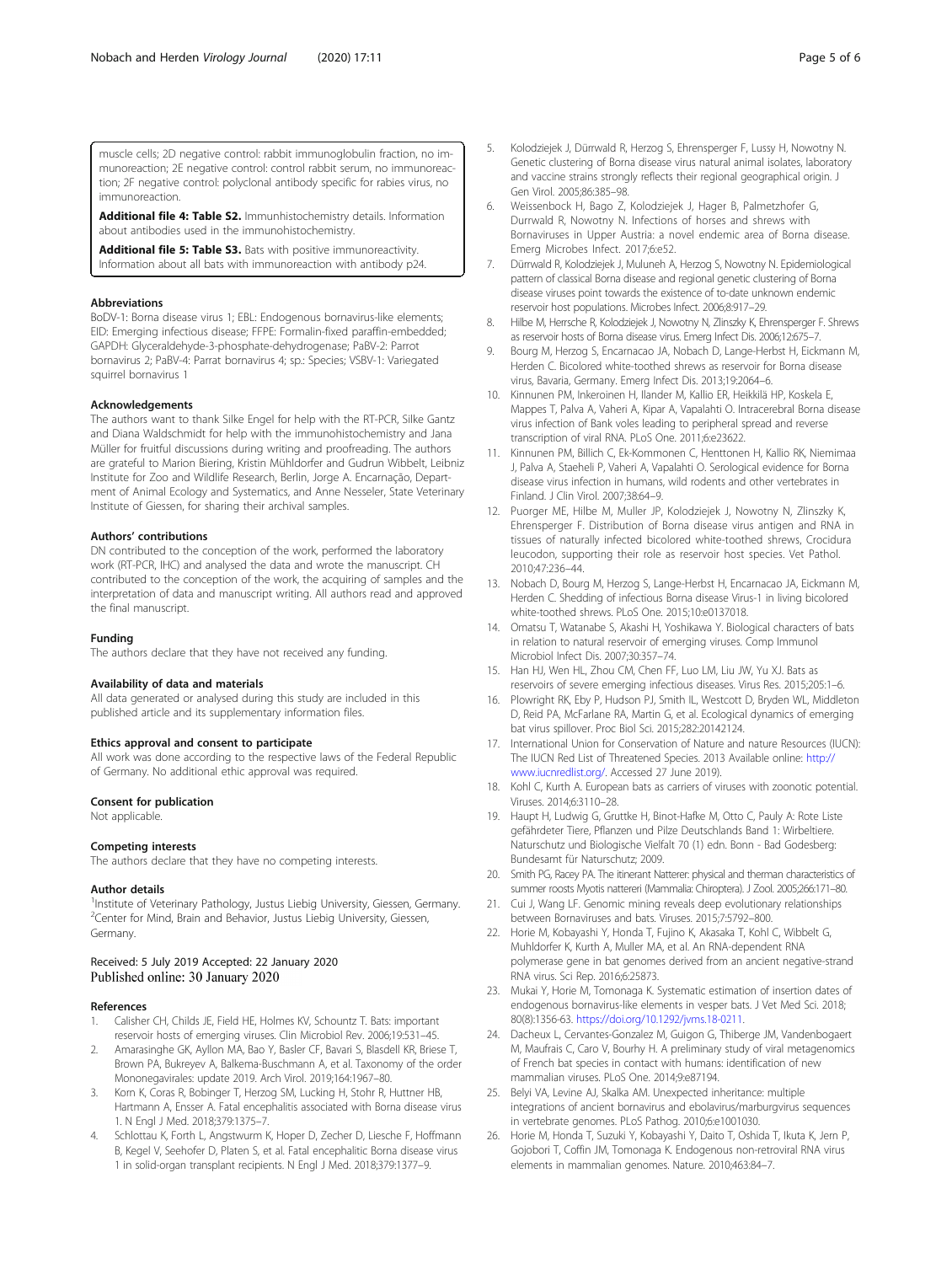muscle cells; 2D negative control: rabbit immunoglobulin fraction, no immunoreaction; 2E negative control: control rabbit serum, no immunoreaction; 2F negative control: polyclonal antibody specific for rabies virus, no immunoreaction.

**Additional file 4: Table S2.** Immunhistochemistry details. Information about antibodies used in the immunohistochemistry.

**Additional file 5: Table S3.** Bats with positive immunoreactivity. Information about all bats with immunoreaction with antibody p24.

#### Abbreviations

BoDV-1: Borna disease virus 1; EBL: Endogenous bornavirus-like elements; EID: Emerging infectious disease; FFPE: Formalin-fixed paraffin-embedded; GAPDH: Glyceraldehyde-3-phosphate-dehydrogenase; PaBV-2: Parrot bornavirus 2; PaBV-4: Parrat bornavirus 4; sp.: Species; VSBV-1: Variegated squirrel bornavirus 1

#### Acknowledgements

The authors want to thank Silke Engel for help with the RT-PCR, Silke Gantz and Diana Waldschmidt for help with the immunohistochemistry and Jana Müller for fruitful discussions during writing and proofreading. The authors are grateful to Marion Biering, Kristin Mühldorfer and Gudrun Wibbelt, Leibniz Institute for Zoo and Wildlife Research, Berlin, Jorge A. Encarnação, Department of Animal Ecology and Systematics, and Anne Nesseler, State Veterinary Institute of Giessen, for sharing their archival samples.

#### Authors' contributions

DN contributed to the conception of the work, performed the laboratory work (RT-PCR, IHC) and analysed the data and wrote the manuscript. CH contributed to the conception of the work, the acquiring of samples and the interpretation of data and manuscript writing. All authors read and approved the final manuscript.

#### Funding

The authors declare that they have not received any funding.

#### Availability of data and materials

All data generated or analysed during this study are included in this published article and its supplementary information files.

#### Ethics approval and consent to participate

All work was done according to the respective laws of the Federal Republic of Germany. No additional ethic approval was required.

#### Consent for publication

Not applicable.

#### Competing interests

The authors declare that they have no competing interests.

#### Author details

[1]Institute of Veterinary Pathology, Justus Liebig University, Giessen, Germany. [2]Center for Mind, Brain and Behavior, Justus Liebig University, Giessen, Germany.

Received: 5 July 2019 Accepted: 22 January 2020
Published online: 30 January 2020

#### References

1. Calisher CH, Childs JE, Field HE, Holmes KV, Schountz T. Bats: important reservoir hosts of emerging viruses. Clin Microbiol Rev. 2006;19:531–45.
2. Amarasinghe GK, Ayllon MA, Bao Y, Basler CF, Bavari S, Blasdell KR, Briese T, Brown PA, Bukreyev A, Balkema-Buschmann A, et al. Taxonomy of the order Mononegavirales: update 2019. Arch Virol. 2019;164:1967–80.
3. Korn K, Coras R, Bobinger T, Herzog SM, Lucking H, Stohr R, Huttner HB, Hartmann A, Ensser A. Fatal encephalitis associated with Borna disease virus 1. N Engl J Med. 2018;379:1375–7.
4. Schlottau K, Forth L, Angstwurm K, Hoper D, Zecher D, Liesche F, Hoffmann B, Kegel V, Seehofer D, Platen S, et al. Fatal encephalitic Borna disease virus 1 in solid-organ transplant recipients. N Engl J Med. 2018;379:1377–9.
5. Kolodziejek J, Dürrwald R, Herzog S, Ehrensperger F, Lussy H, Nowotny N. Genetic clustering of Borna disease virus natural animal isolates, laboratory and vaccine strains strongly reflects their regional geographical origin. J Gen Virol. 2005;86:385–98.
6. Weissenbock H, Bago Z, Kolodziejek J, Hager B, Palmetzhofer G, Durrwald R, Nowotny N. Infections of horses and shrews with Bornaviruses in Upper Austria: a novel endemic area of Borna disease. Emerg Microbes Infect. 2017;6:e52.
7. Dürrwald R, Kolodziejek J, Muluneh A, Herzog S, Nowotny N. Epidemiological pattern of classical Borna disease and regional genetic clustering of Borna disease viruses point towards the existence of to-date unknown endemic reservoir host populations. Microbes Infect. 2006;8:917–29.
8. Hilbe M, Herrsche R, Kolodziejek J, Nowotny N, Zlinszky K, Ehrensperger F. Shrews as reservoir hosts of borna disease virus. Emerg Infect Dis. 2006;12:675–7.
9. Bourg M, Herzog S, Encarnacao JA, Nobach D, Lange-Herbst H, Eickmann M, Herden C. Bicolored white-toothed shrews as reservoir for Borna disease virus, Bavaria, Germany. Emerg Infect Dis. 2013;19:2064–6.
10. Kinnunen PM, Inkeroinen H, Ilander M, Kallio ER, Heikkilä HP, Koskela E, Mappes T, Palva A, Vaheri A, Kipar A, Vapalahti O. Intracerebral Borna disease virus infection of Bank voles leading to peripheral spread and reverse transcription of viral RNA. PLoS One. 2011;6:e23622.
11. Kinnunen PM, Billich C, Ek-Kommonen C, Henttonen H, Kallio RK, Niemimaa J, Palva A, Staeheli P, Vaheri A, Vapalahti O. Serological evidence for Borna disease virus infection in humans, wild rodents and other vertebrates in Finland. J Clin Virol. 2007;38:64–9.
12. Puorger ME, Hilbe M, Muller JP, Kolodziejek J, Nowotny N, Zlinszky K, Ehrensperger F. Distribution of Borna disease virus antigen and RNA in tissues of naturally infected bicolored white-toothed shrews, Crocidura leucodon, supporting their role as reservoir host species. Vet Pathol. 2010;47:236–44.
13. Nobach D, Bourg M, Herzog S, Lange-Herbst H, Encarnacao JA, Eickmann M, Herden C. Shedding of infectious Borna disease Virus-1 in living bicolored white-toothed shrews. PLoS One. 2015;10:e0137018.
14. Omatsu T, Watanabe S, Akashi H, Yoshikawa Y. Biological characters of bats in relation to natural reservoir of emerging viruses. Comp Immunol Microbiol Infect Dis. 2007;30:357–74.
15. Han HJ, Wen HL, Zhou CM, Chen FF, Luo LM, Liu JW, Yu XJ. Bats as reservoirs of severe emerging infectious diseases. Virus Res. 2015;205:1–6.
16. Plowright RK, Eby P, Hudson PJ, Smith IL, Westcott D, Bryden WL, Middleton D, Reid PA, McFarlane RA, Martin G, et al. Ecological dynamics of emerging bat virus spillover. Proc Biol Sci. 2015;282:20142124.
17. International Union for Conservation of Nature and nature Resources (IUCN): The IUCN Red List of Threatened Species. 2013 Available online: http://www.iucnredlist.org/. Accessed 27 June 2019).
18. Kohl C, Kurth A. European bats as carriers of viruses with zoonotic potential. Viruses. 2014;6:3110–28.
19. Haupt H, Ludwig G, Gruttke H, Binot-Hafke M, Otto C, Pauly A: Rote Liste gefährdeter Tiere, Pflanzen und Pilze Deutschlands Band 1: Wirbeltiere. Naturschutz und Biologische Vielfalt 70 (1) edn. Bonn - Bad Godesberg: Bundesamt für Naturschutz; 2009.
20. Smith PG, Racey PA. The itinerant Natterer: physical and therman characteristics of summer roosts Myotis nattereri (Mammalia: Chiroptera). J Zool. 2005;266:171–80.
21. Cui J, Wang LF. Genomic mining reveals deep evolutionary relationships between Bornaviruses and bats. Viruses. 2015;7:5792–800.
22. Horie M, Kobayashi Y, Honda T, Fujino K, Akasaka T, Kohl C, Wibbelt G, Muhldorfer K, Kurth A, Muller MA, et al. An RNA-dependent RNA polymerase gene in bat genomes derived from an ancient negative-strand RNA virus. Sci Rep. 2016;6:25873.
23. Mukai Y, Horie M, Tomonaga K. Systematic estimation of insertion dates of endogenous bornavirus-like elements in vesper bats. J Vet Med Sci. 2018; 80(8):1356-63. https://doi.org/10.1292/jvms.18-0211.
24. Dacheux L, Cervantes-Gonzalez M, Guigon G, Thiberge JM, Vandenbogaert M, Maufrais C, Caro V, Bourhy H. A preliminary study of viral metagenomics of French bat species in contact with humans: identification of new mammalian viruses. PLoS One. 2014;9:e87194.
25. Belyi VA, Levine AJ, Skalka AM. Unexpected inheritance: multiple integrations of ancient bornavirus and ebolavirus/marburgvirus sequences in vertebrate genomes. PLoS Pathog. 2010;6:e1001030.
26. Horie M, Honda T, Suzuki Y, Kobayashi Y, Daito T, Oshida T, Ikuta K, Jern P, Gojobori T, Coffin JM, Tomonaga K. Endogenous non-retroviral RNA virus elements in mammalian genomes. Nature. 2010;463:84–7.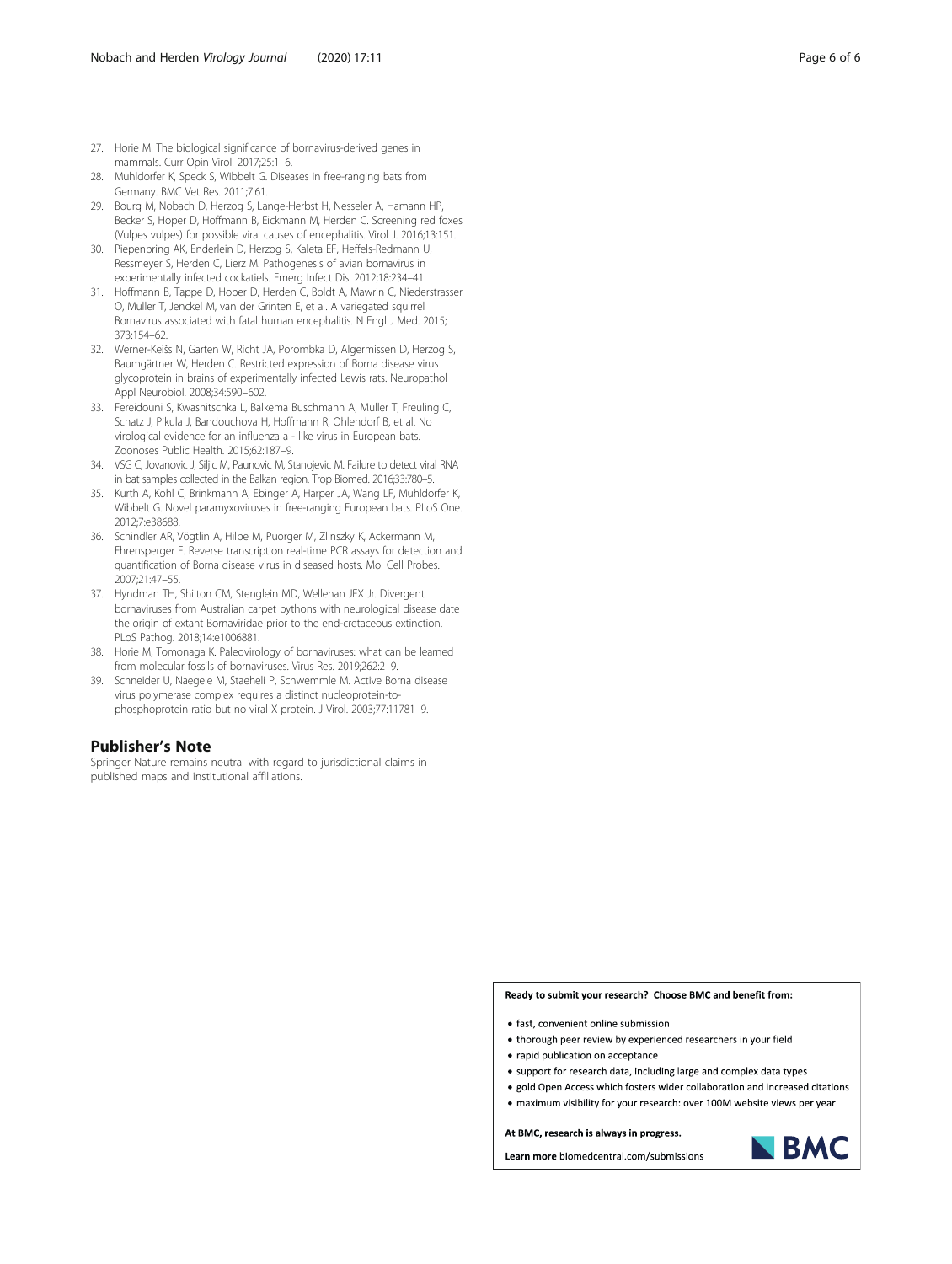27. Horie M. The biological significance of bornavirus-derived genes in mammals. Curr Opin Virol. 2017;25:1–6.
28. Muhldorfer K, Speck S, Wibbelt G. Diseases in free-ranging bats from Germany. BMC Vet Res. 2011;7:61.
29. Bourg M, Nobach D, Herzog S, Lange-Herbst H, Nesseler A, Hamann HP, Becker S, Hoper D, Hoffmann B, Eickmann M, Herden C. Screening red foxes (Vulpes vulpes) for possible viral causes of encephalitis. Virol J. 2016;13:151.
30. Piepenbring AK, Enderlein D, Herzog S, Kaleta EF, Heffels-Redmann U, Ressmeyer S, Herden C, Lierz M. Pathogenesis of avian bornavirus in experimentally infected cockatiels. Emerg Infect Dis. 2012;18:234–41.
31. Hoffmann B, Tappe D, Hoper D, Herden C, Boldt A, Mawrin C, Niederstrasser O, Muller T, Jenckel M, van der Grinten E, et al. A variegated squirrel Bornavirus associated with fatal human encephalitis. N Engl J Med. 2015; 373:154–62.
32. Werner-Keišs N, Garten W, Richt JA, Porombka D, Algermissen D, Herzog S, Baumgärtner W, Herden C. Restricted expression of Borna disease virus glycoprotein in brains of experimentally infected Lewis rats. Neuropathol Appl Neurobiol. 2008;34:590–602.
33. Fereidouni S, Kwasnitschka L, Balkema Buschmann A, Muller T, Freuling C, Schatz J, Pikula J, Bandouchova H, Hoffmann R, Ohlendorf B, et al. No virological evidence for an influenza a - like virus in European bats. Zoonoses Public Health. 2015;62:187–9.
34. VSG C, Jovanovic J, Siljic M, Paunovic M, Stanojevic M. Failure to detect viral RNA in bat samples collected in the Balkan region. Trop Biomed. 2016;33:780–5.
35. Kurth A, Kohl C, Brinkmann A, Ebinger A, Harper JA, Wang LF, Muhldorfer K, Wibbelt G. Novel paramyxoviruses in free-ranging European bats. PLoS One. 2012;7:e38688.
36. Schindler AR, Vögtlin A, Hilbe M, Puorger M, Zlinszky K, Ackermann M, Ehrensperger F. Reverse transcription real-time PCR assays for detection and quantification of Borna disease virus in diseased hosts. Mol Cell Probes. 2007;21:47–55.
37. Hyndman TH, Shilton CM, Stenglein MD, Wellehan JFX Jr. Divergent bornaviruses from Australian carpet pythons with neurological disease date the origin of extant Bornaviridae prior to the end-cretaceous extinction. PLoS Pathog. 2018;14:e1006881.
38. Horie M, Tomonaga K. Paleovirology of bornaviruses: what can be learned from molecular fossils of bornaviruses. Virus Res. 2019;262:2–9.
39. Schneider U, Naegele M, Staeheli P, Schwemmle M. Active Borna disease virus polymerase complex requires a distinct nucleoprotein-to-phosphoprotein ratio but no viral X protein. J Virol. 2003;77:11781–9.

## Publisher's Note

Springer Nature remains neutral with regard to jurisdictional claims in published maps and institutional affiliations.

**Ready to submit your research? Choose BMC and benefit from:**

- fast, convenient online submission
- thorough peer review by experienced researchers in your field
- rapid publication on acceptance
- support for research data, including large and complex data types
- gold Open Access which fosters wider collaboration and increased citations
- maximum visibility for your research: over 100M website views per year

**At BMC, research is always in progress.**

**Learn more** biomedcentral.com/submissions

BMC